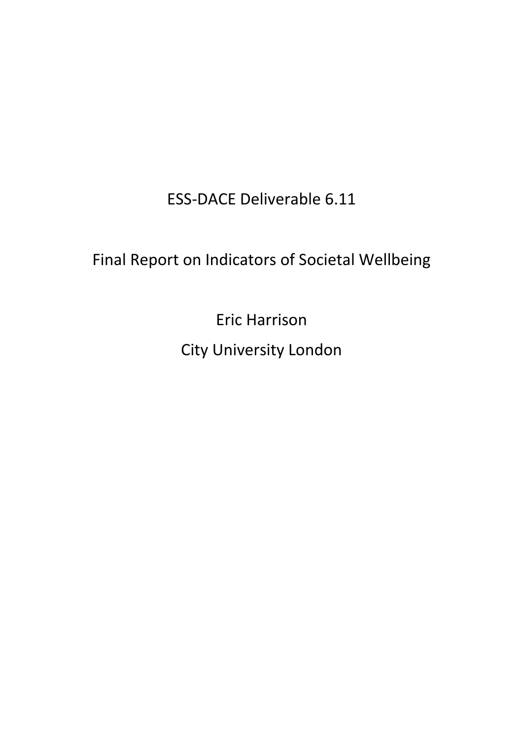# ESS-DACE Deliverable 6.11

## Final Report on Indicators of Societal Wellbeing

Eric Harrison

City University London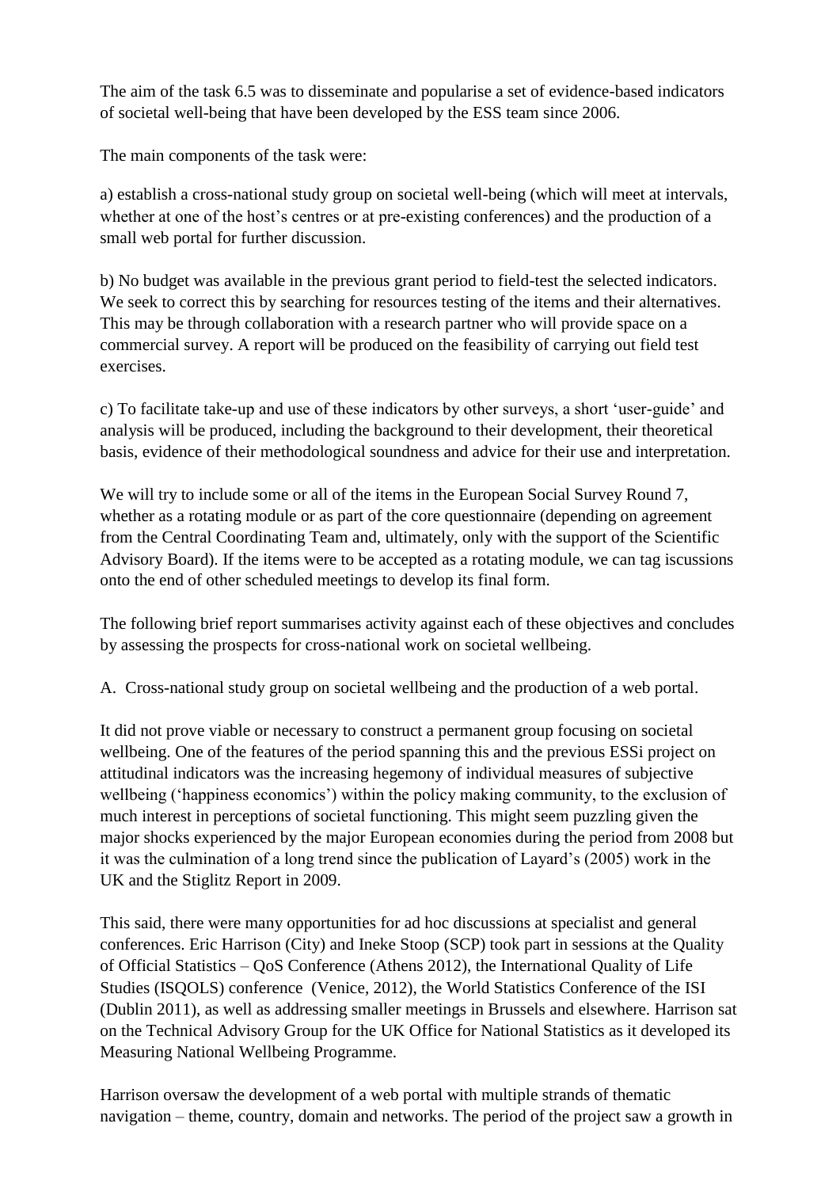The aim of the task 6.5 was to disseminate and popularise a set of evidence-based indicators of societal well-being that have been developed by the ESS team since 2006.

The main components of the task were:

a) establish a cross-national study group on societal well-being (which will meet at intervals, whether at one of the host's centres or at pre-existing conferences) and the production of a small web portal for further discussion.

b) No budget was available in the previous grant period to field-test the selected indicators. We seek to correct this by searching for resources testing of the items and their alternatives. This may be through collaboration with a research partner who will provide space on a commercial survey. A report will be produced on the feasibility of carrying out field test exercises.

c) To facilitate take-up and use of these indicators by other surveys, a short 'user-guide' and analysis will be produced, including the background to their development, their theoretical basis, evidence of their methodological soundness and advice for their use and interpretation.

We will try to include some or all of the items in the European Social Survey Round 7, whether as a rotating module or as part of the core questionnaire (depending on agreement from the Central Coordinating Team and, ultimately, only with the support of the Scientific Advisory Board). If the items were to be accepted as a rotating module, we can tag iscussions onto the end of other scheduled meetings to develop its final form.

The following brief report summarises activity against each of these objectives and concludes by assessing the prospects for cross-national work on societal wellbeing.

A. Cross-national study group on societal wellbeing and the production of a web portal.

It did not prove viable or necessary to construct a permanent group focusing on societal wellbeing. One of the features of the period spanning this and the previous ESSi project on attitudinal indicators was the increasing hegemony of individual measures of subjective wellbeing ('happiness economics') within the policy making community, to the exclusion of much interest in perceptions of societal functioning. This might seem puzzling given the major shocks experienced by the major European economies during the period from 2008 but it was the culmination of a long trend since the publication of Layard's (2005) work in the UK and the Stiglitz Report in 2009.

This said, there were many opportunities for ad hoc discussions at specialist and general conferences. Eric Harrison (City) and Ineke Stoop (SCP) took part in sessions at the Quality of Official Statistics – QoS Conference (Athens 2012), the International Quality of Life Studies (ISQOLS) conference (Venice, 2012), the World Statistics Conference of the ISI (Dublin 2011), as well as addressing smaller meetings in Brussels and elsewhere. Harrison sat on the Technical Advisory Group for the UK Office for National Statistics as it developed its Measuring National Wellbeing Programme.

Harrison oversaw the development of a web portal with multiple strands of thematic navigation – theme, country, domain and networks. The period of the project saw a growth in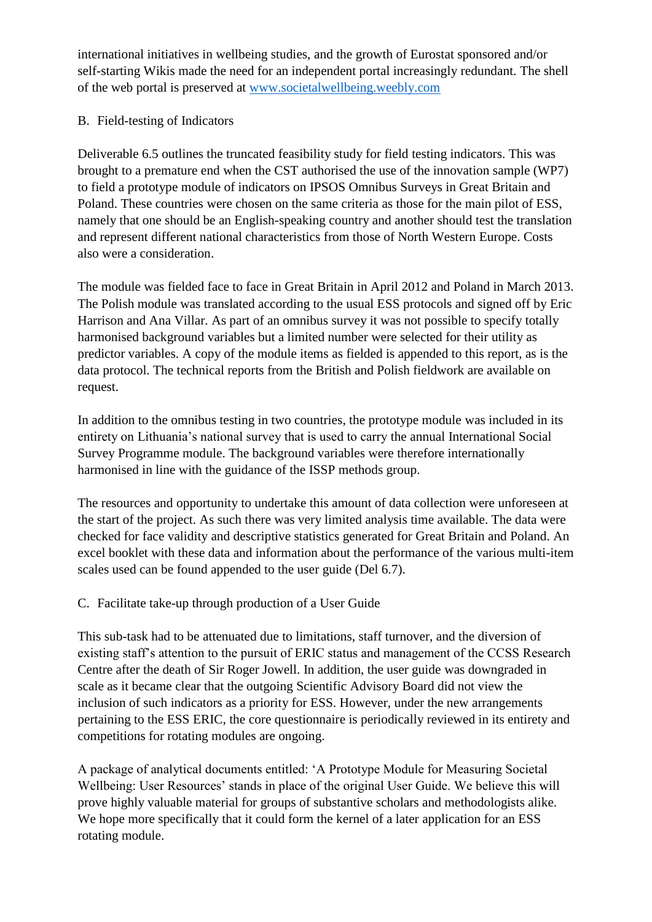international initiatives in wellbeing studies, and the growth of Eurostat sponsored and/or self-starting Wikis made the need for an independent portal increasingly redundant. The shell of the web portal is preserved at [www.societalwellbeing.weebly.com](http://www.societalwellbeing.weebly.com)

B. Field-testing of Indicators

Deliverable 6.5 outlines the truncated feasibility study for field testing indicators. This was brought to a premature end when the CST authorised the use of the innovation sample (WP7) to field a prototype module of indicators on IPSOS Omnibus Surveys in Great Britain and Poland. These countries were chosen on the same criteria as those for the main pilot of ESS, namely that one should be an English-speaking country and another should test the translation and represent different national characteristics from those of North Western Europe. Costs also were a consideration.

The module was fielded face to face in Great Britain in April 2012 and Poland in March 2013. The Polish module was translated according to the usual ESS protocols and signed off by Eric Harrison and Ana Villar. As part of an omnibus survey it was not possible to specify totally harmonised background variables but a limited number were selected for their utility as predictor variables. A copy of the module items as fielded is appended to this report, as is the data protocol. The technical reports from the British and Polish fieldwork are available on request.

In addition to the omnibus testing in two countries, the prototype module was included in its entirety on Lithuania's national survey that is used to carry the annual International Social Survey Programme module. The background variables were therefore internationally harmonised in line with the guidance of the ISSP methods group.

The resources and opportunity to undertake this amount of data collection were unforeseen at the start of the project. As such there was very limited analysis time available. The data were checked for face validity and descriptive statistics generated for Great Britain and Poland. An excel booklet with these data and information about the performance of the various multi-item scales used can be found appended to the user guide (Del 6.7).

C. Facilitate take-up through production of a User Guide

This sub-task had to be attenuated due to limitations, staff turnover, and the diversion of existing staff's attention to the pursuit of ERIC status and management of the CCSS Research Centre after the death of Sir Roger Jowell. In addition, the user guide was downgraded in scale as it became clear that the outgoing Scientific Advisory Board did not view the inclusion of such indicators as a priority for ESS. However, under the new arrangements pertaining to the ESS ERIC, the core questionnaire is periodically reviewed in its entirety and competitions for rotating modules are ongoing.

A package of analytical documents entitled: 'A Prototype Module for Measuring Societal Wellbeing: User Resources' stands in place of the original User Guide. We believe this will prove highly valuable material for groups of substantive scholars and methodologists alike. We hope more specifically that it could form the kernel of a later application for an ESS rotating module.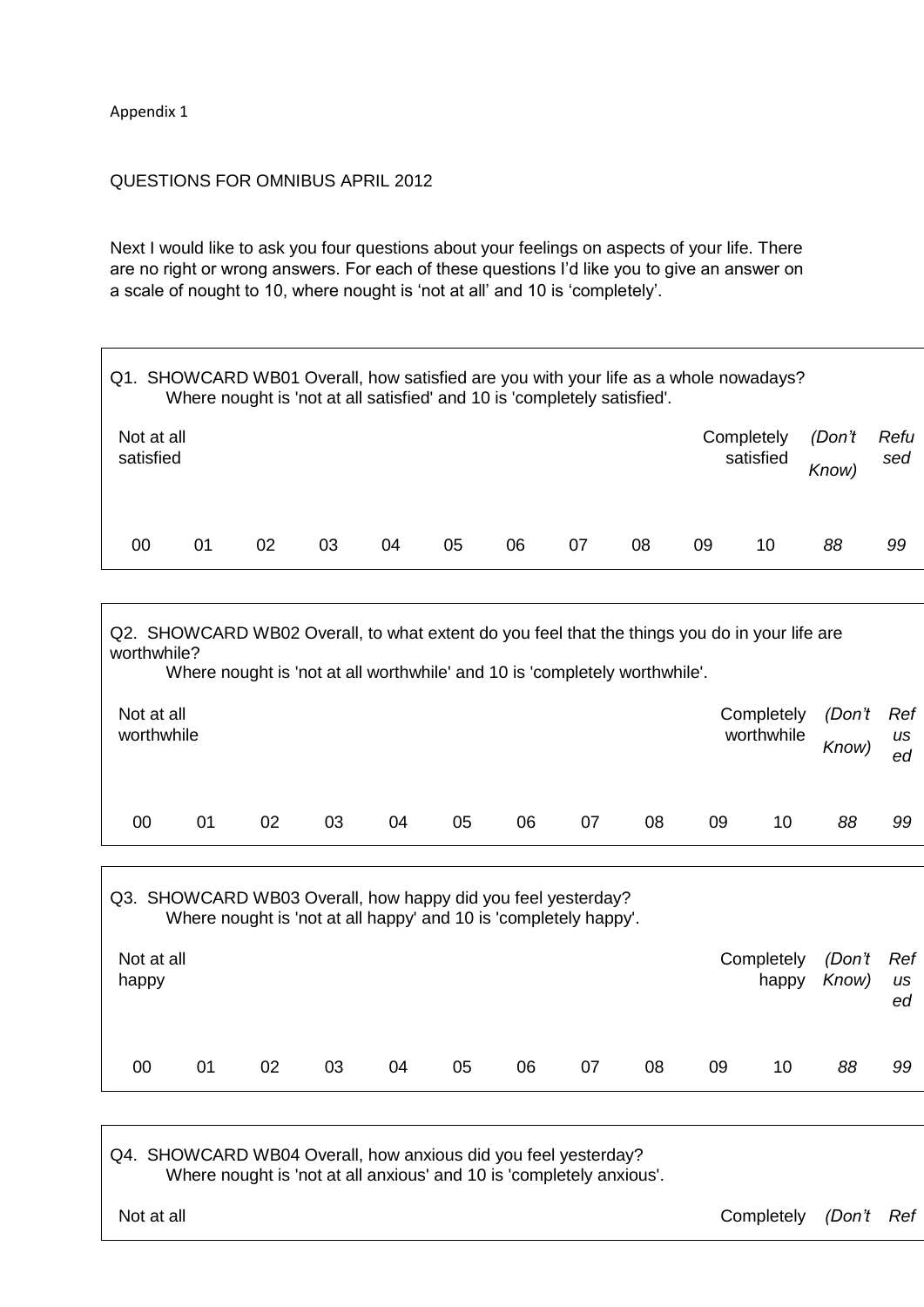Appendix 1

QUESTIONS FOR OMNIBUS APRIL 2012

Next I would like to ask you four questions about your feelings on aspects of your life. There are no right or wrong answers. For each of these questions I'd like you to give an answer on a scale of nought to 10, where nought is 'not at all' and 10 is 'completely'.

Q1. SHOWCARD WB01 Overall, how satisfied are you with your life as a whole nowadays? Where nought is 'not at all satisfied' and 10 is 'completely satisfied'.

| Not at all satisfied | | | | | | | | | | Completely satisfied | *(Don't Know)* | *Refused* |
|---|---|---|---|---|---|---|---|---|---|---|---|---|
| 00 | 01 | 02 | 03 | 04 | 05 | 06 | 07 | 08 | 09 | 10 | *88* | *99* |

Q2. SHOWCARD WB02 Overall, to what extent do you feel that the things you do in your life are worthwhile? Where nought is 'not at all worthwhile' and 10 is 'completely worthwhile'.

| Not at all worthwhile | | | | | | | | | | Completely worthwhile | *(Don't Know)* | *Refused* |
|---|---|---|---|---|---|---|---|---|---|---|---|---|
| 00 | 01 | 02 | 03 | 04 | 05 | 06 | 07 | 08 | 09 | 10 | *88* | *99* |

Q3. SHOWCARD WB03 Overall, how happy did you feel yesterday? Where nought is 'not at all happy' and 10 is 'completely happy'.

| Not at all happy | | | | | | | | | | Completely happy | *(Don't Know)* | *Refused* |
|---|---|---|---|---|---|---|---|---|---|---|---|---|
| 00 | 01 | 02 | 03 | 04 | 05 | 06 | 07 | 08 | 09 | 10 | *88* | *99* |

Q4. SHOWCARD WB04 Overall, how anxious did you feel yesterday? Where nought is 'not at all anxious' and 10 is 'completely anxious'.

| Not at all | | | | | | | | | | Completely | *(Don't* | *Ref* |
|---|---|---|---|---|---|---|---|---|---|---|---|---|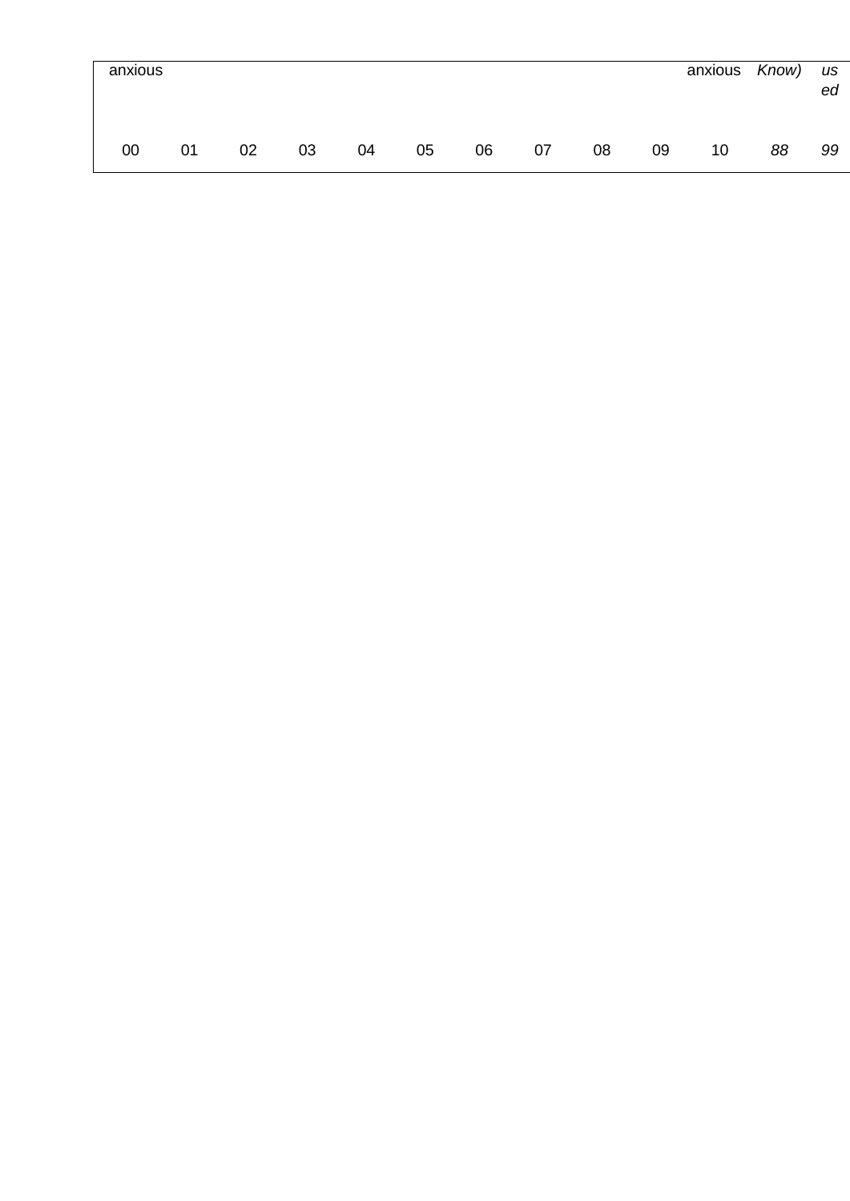| anxious | | | | | | | | | | anxious | *Know)* | *us ed* |
|---|---|---|---|---|---|---|---|---|---|---|---|---|
| 00 | 01 | 02 | 03 | 04 | 05 | 06 | 07 | 08 | 09 | 10 | *88* | *99* |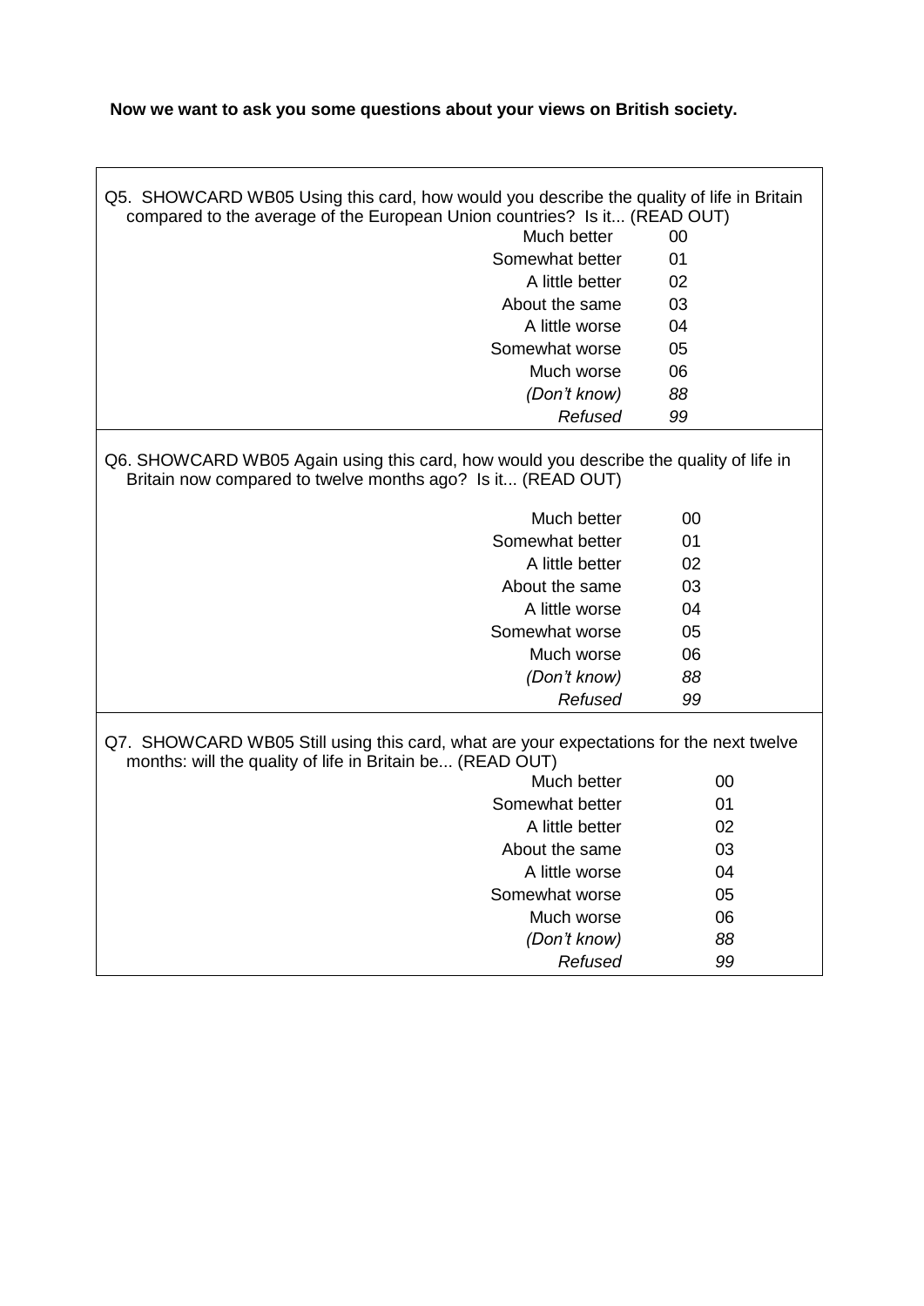**Now we want to ask you some questions about your views on British society.**

Q5. SHOWCARD WB05 Using this card, how would you describe the quality of life in Britain compared to the average of the European Union countries? Is it... (READ OUT)

| | |
|---|---|
| Much better | 00 |
| Somewhat better | 01 |
| A little better | 02 |
| About the same | 03 |
| A little worse | 04 |
| Somewhat worse | 05 |
| Much worse | 06 |
| *(Don't know)* | *88* |
| *Refused* | *99* |

Q6. SHOWCARD WB05 Again using this card, how would you describe the quality of life in Britain now compared to twelve months ago? Is it... (READ OUT)

| | |
|---|---|
| Much better | 00 |
| Somewhat better | 01 |
| A little better | 02 |
| About the same | 03 |
| A little worse | 04 |
| Somewhat worse | 05 |
| Much worse | 06 |
| *(Don't know)* | *88* |
| *Refused* | *99* |

Q7. SHOWCARD WB05 Still using this card, what are your expectations for the next twelve months: will the quality of life in Britain be... (READ OUT)

| | |
|---|---|
| Much better | 00 |
| Somewhat better | 01 |
| A little better | 02 |
| About the same | 03 |
| A little worse | 04 |
| Somewhat worse | 05 |
| Much worse | 06 |
| *(Don't know)* | *88* |
| *Refused* | *99* |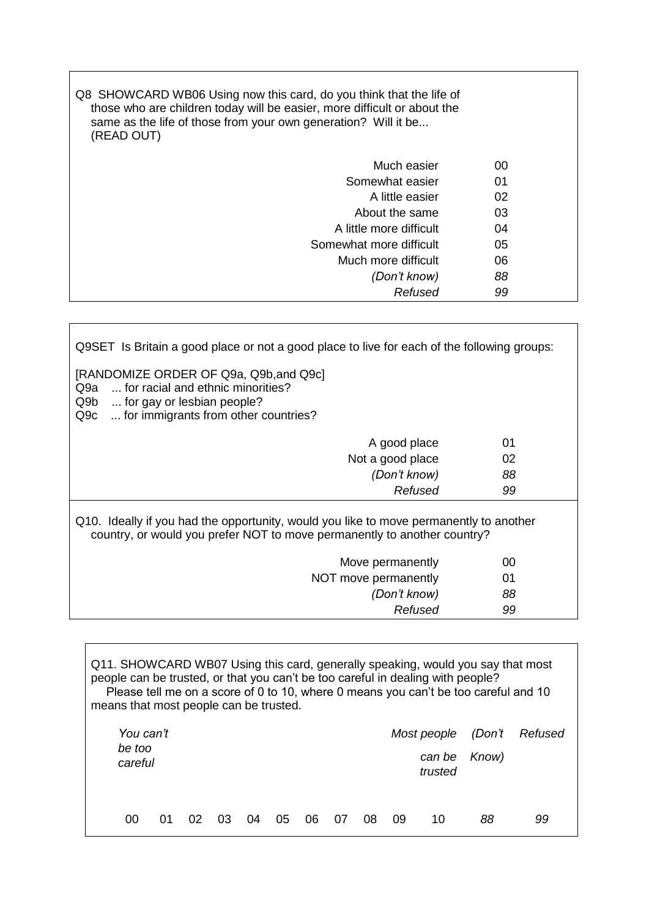Q8 SHOWCARD WB06 Using now this card, do you think that the life of those who are children today will be easier, more difficult or about the same as the life of those from your own generation? Will it be... (READ OUT)

| | |
|---|---|
| Much easier | 00 |
| Somewhat easier | 01 |
| A little easier | 02 |
| About the same | 03 |
| A little more difficult | 04 |
| Somewhat more difficult | 05 |
| Much more difficult | 06 |
| *(Don't know)* | *88* |
| *Refused* | *99* |

Q9SET Is Britain a good place or not a good place to live for each of the following groups:

[RANDOMIZE ORDER OF Q9a, Q9b,and Q9c]

Q9a ... for racial and ethnic minorities?
Q9b ... for gay or lesbian people?
Q9c ... for immigrants from other countries?

| | |
|---|---|
| A good place | 01 |
| Not a good place | 02 |
| *(Don't know)* | *88* |
| *Refused* | *99* |

Q10. Ideally if you had the opportunity, would you like to move permanently to another country, or would you prefer NOT to move permanently to another country?

| | |
|---|---|
| Move permanently | 00 |
| NOT move permanently | 01 |
| *(Don't know)* | *88* |
| *Refused* | *99* |

Q11. SHOWCARD WB07 Using this card, generally speaking, would you say that most people can be trusted, or that you can't be too careful in dealing with people?
Please tell me on a score of 0 to 10, where 0 means you can't be too careful and 10 means that most people can be trusted.

| *You can't be too careful* | | | | | | | | | | *Most people can be trusted* | *(Don't Know)* | *Refused* |
|---|---|---|---|---|---|---|---|---|---|---|---|---|
| 00 | 01 | 02 | 03 | 04 | 05 | 06 | 07 | 08 | 09 | 10 | *88* | *99* |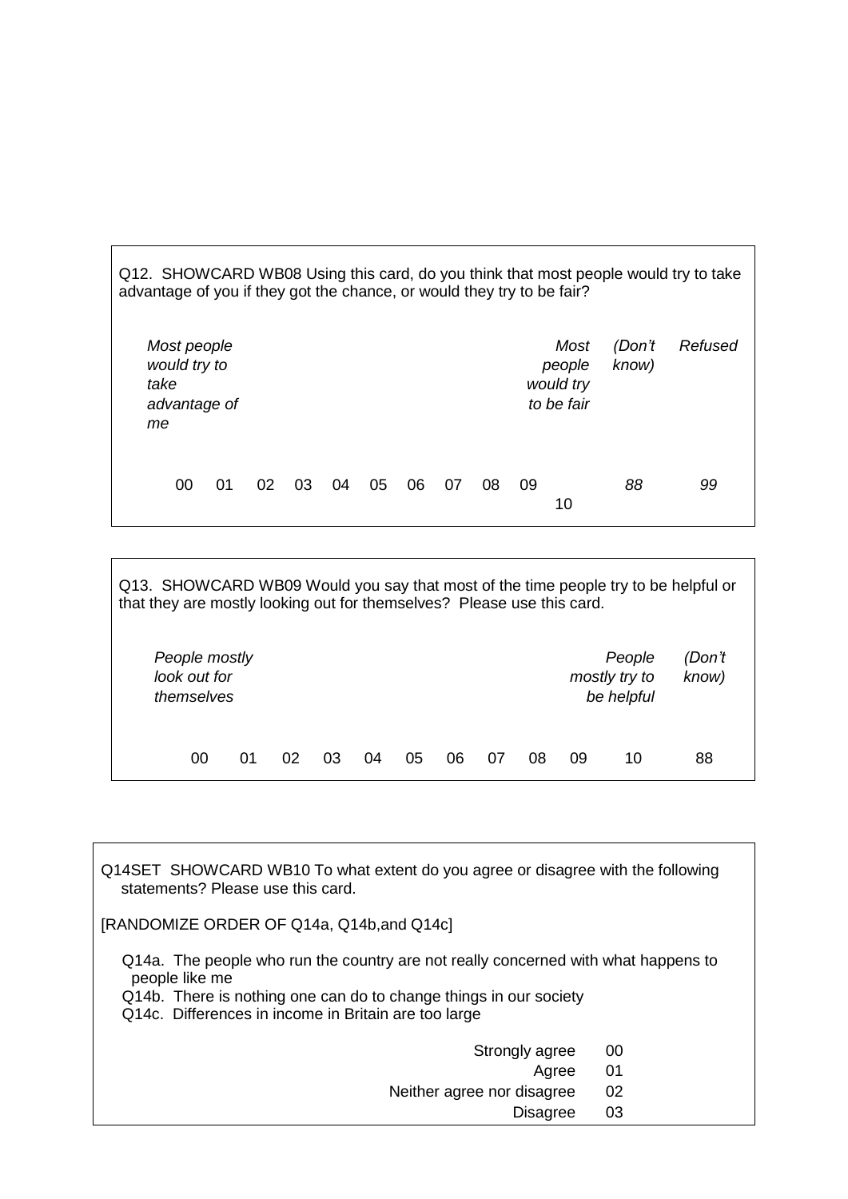Q12. SHOWCARD WB08 Using this card, do you think that most people would try to take advantage of you if they got the chance, or would they try to be fair?

| *Most people would try to take advantage of me* | | | | | | | | | | *Most people would try to be fair* | *(Don't know)* | *Refused* |
|---|---|---|---|---|---|---|---|---|---|---|---|---|
| 00 | 01 | 02 | 03 | 04 | 05 | 06 | 07 | 08 | 09 | 10 | *88* | *99* |

Q13. SHOWCARD WB09 Would you say that most of the time people try to be helpful or that they are mostly looking out for themselves? Please use this card.

| *People mostly look out for themselves* | | | | | | | | | | *People mostly try to be helpful* | *(Don't know)* |
|---|---|---|---|---|---|---|---|---|---|---|---|
| 00 | 01 | 02 | 03 | 04 | 05 | 06 | 07 | 08 | 09 | 10 | 88 |

Q14SET SHOWCARD WB10 To what extent do you agree or disagree with the following statements? Please use this card.

[RANDOMIZE ORDER OF Q14a, Q14b,and Q14c]

Q14a. The people who run the country are not really concerned with what happens to people like me

Q14b. There is nothing one can do to change things in our society

Q14c. Differences in income in Britain are too large

| | |
|---|---|
| Strongly agree | 00 |
| Agree | 01 |
| Neither agree nor disagree | 02 |
| Disagree | 03 |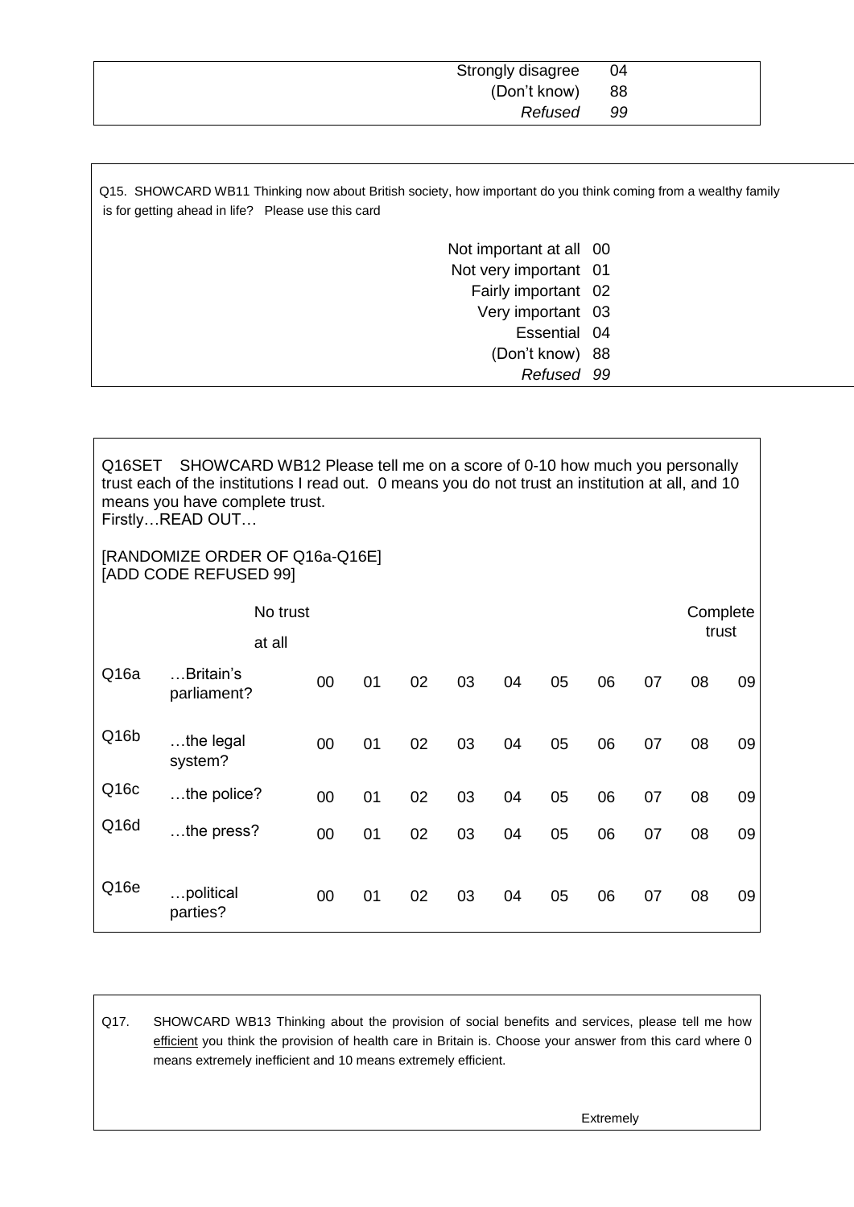| | |
|---|---|
| Strongly disagree | 04 |
| (Don't know) | 88 |
| *Refused* | *99* |

Q15. SHOWCARD WB11 Thinking now about British society, how important do you think coming from a wealthy family is for getting ahead in life? Please use this card

| | |
|---|---|
| Not important at all | 00 |
| Not very important | 01 |
| Fairly important | 02 |
| Very important | 03 |
| Essential | 04 |
| (Don't know) | 88 |
| *Refused* | *99* |

Q16SET SHOWCARD WB12 Please tell me on a score of 0-10 how much you personally trust each of the institutions I read out. 0 means you do not trust an institution at all, and 10 means you have complete trust.
Firstly…READ OUT…

[RANDOMIZE ORDER OF Q16a-Q16E]
[ADD CODE REFUSED 99]

| | | No trust at all | | | | | | | | | Complete trust |
|---|---|---|---|---|---|---|---|---|---|---|---|
| Q16a | …Britain's parliament? | 00 | 01 | 02 | 03 | 04 | 05 | 06 | 07 | 08 | 09 |
| Q16b | …the legal system? | 00 | 01 | 02 | 03 | 04 | 05 | 06 | 07 | 08 | 09 |
| Q16c | …the police? | 00 | 01 | 02 | 03 | 04 | 05 | 06 | 07 | 08 | 09 |
| Q16d | …the press? | 00 | 01 | 02 | 03 | 04 | 05 | 06 | 07 | 08 | 09 |
| Q16e | …political parties? | 00 | 01 | 02 | 03 | 04 | 05 | 06 | 07 | 08 | 09 |

Q17. SHOWCARD WB13 Thinking about the provision of social benefits and services, please tell me how efficient you think the provision of health care in Britain is. Choose your answer from this card where 0 means extremely inefficient and 10 means extremely efficient.

Extremely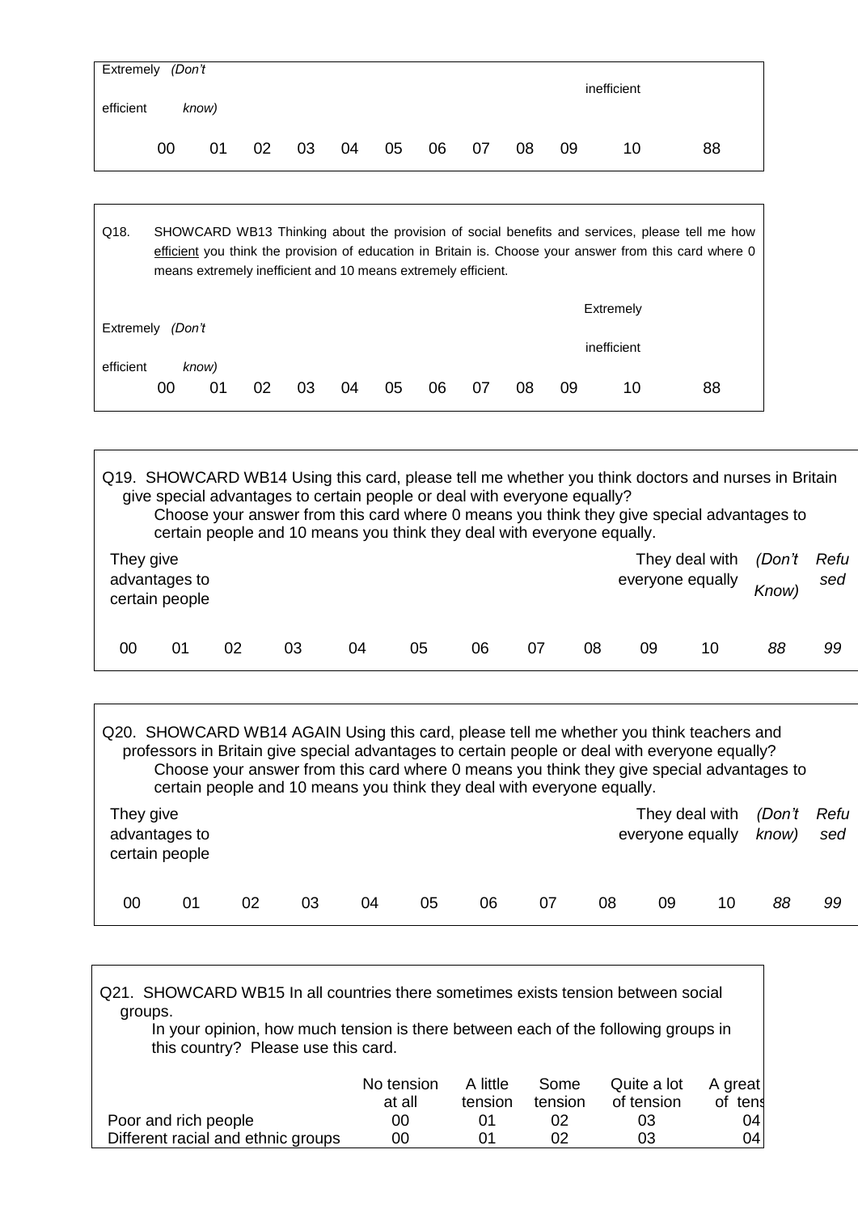| Extremely efficient | (Don't know) | | | | | | | | | inefficient | |
|---|---|---|---|---|---|---|---|---|---|---|---|
| 00 | 01 | 02 | 03 | 04 | 05 | 06 | 07 | 08 | 09 | 10 | 88 |

Q18. SHOWCARD WB13 Thinking about the provision of social benefits and services, please tell me how efficient you think the provision of education in Britain is. Choose your answer from this card where 0 means extremely inefficient and 10 means extremely efficient.

| Extremely efficient | (Don't know) | | | | | | | | | Extremely inefficient | |
|---|---|---|---|---|---|---|---|---|---|---|---|
| 00 | 01 | 02 | 03 | 04 | 05 | 06 | 07 | 08 | 09 | 10 | 88 |

Q19. SHOWCARD WB14 Using this card, please tell me whether you think doctors and nurses in Britain give special advantages to certain people or deal with everyone equally?
Choose your answer from this card where 0 means you think they give special advantages to certain people and 10 means you think they deal with everyone equally.

| They give advantages to certain people | | | | | | | | | They deal with everyone equally | | *(Don't Know)* | *Refused* |
|---|---|---|---|---|---|---|---|---|---|---|---|---|
| 00 | 01 | 02 | 03 | 04 | 05 | 06 | 07 | 08 | 09 | 10 | *88* | *99* |

Q20. SHOWCARD WB14 AGAIN Using this card, please tell me whether you think teachers and professors in Britain give special advantages to certain people or deal with everyone equally?
Choose your answer from this card where 0 means you think they give special advantages to certain people and 10 means you think they deal with everyone equally.

| They give advantages to certain people | | | | | | | | | They deal with everyone equally | | *(Don't know)* | *Refused* |
|---|---|---|---|---|---|---|---|---|---|---|---|---|
| 00 | 01 | 02 | 03 | 04 | 05 | 06 | 07 | 08 | 09 | 10 | *88* | *99* |

Q21. SHOWCARD WB15 In all countries there sometimes exists tension between social groups.
In your opinion, how much tension is there between each of the following groups in this country? Please use this card.

| | No tension at all | A little tension | Some tension | Quite a lot of tension | A great of tens |
|---|---|---|---|---|---|
| Poor and rich people | 00 | 01 | 02 | 03 | 04 |
| Different racial and ethnic groups | 00 | 01 | 02 | 03 | 04 |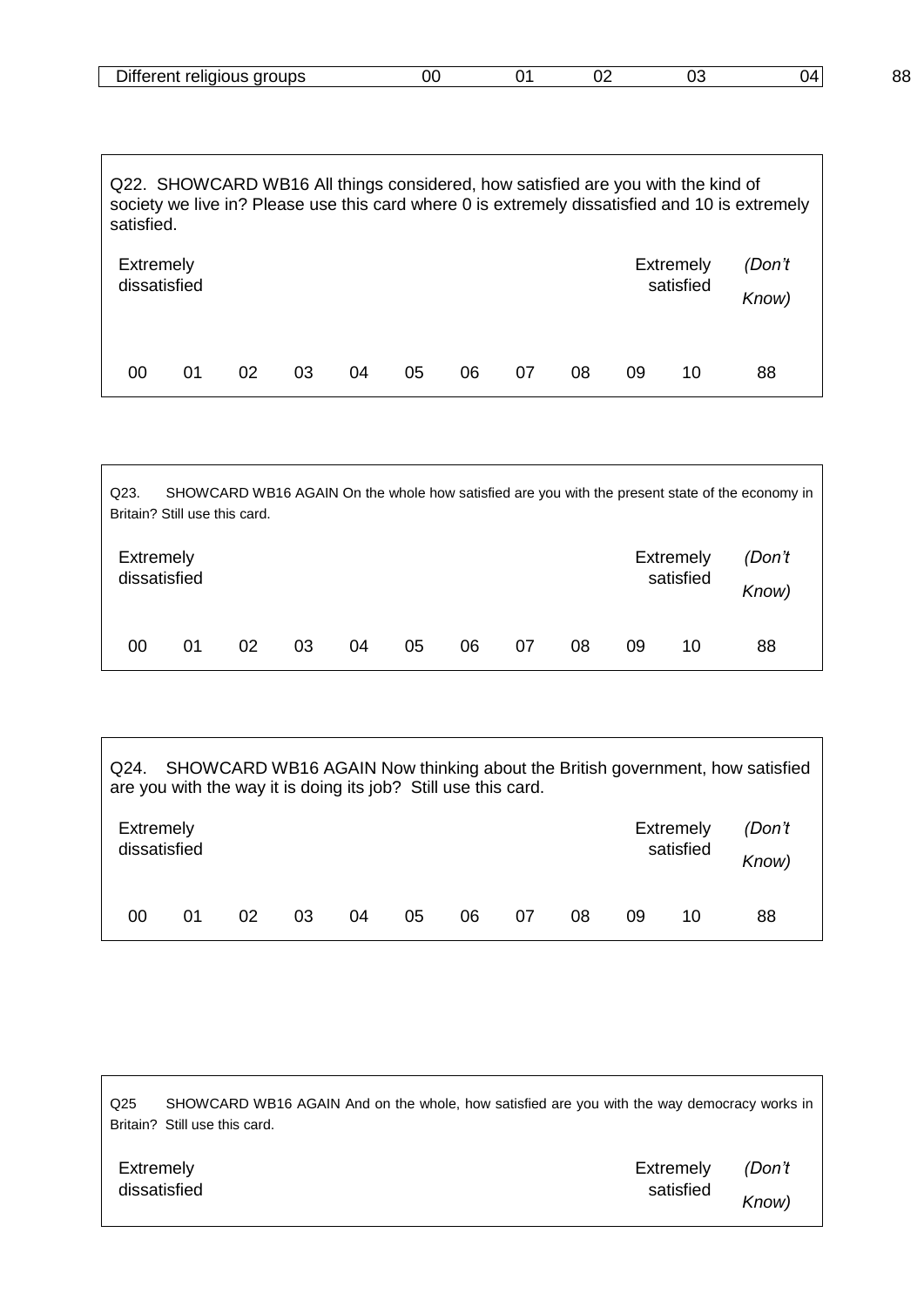| Different religious groups | 00 | 01 | 02 | 03 | 04 | 88 |
|---|---|---|---|---|---|---|

Q22. SHOWCARD WB16 All things considered, how satisfied are you with the kind of society we live in? Please use this card where 0 is extremely dissatisfied and 10 is extremely satisfied.

| Extremely dissatisfied | | | | | | | | | | Extremely satisfied | *(Don't Know)* |
|---|---|---|---|---|---|---|---|---|---|---|---|
| 00 | 01 | 02 | 03 | 04 | 05 | 06 | 07 | 08 | 09 | 10 | 88 |

Q23. SHOWCARD WB16 AGAIN On the whole how satisfied are you with the present state of the economy in Britain? Still use this card.

| Extremely dissatisfied | | | | | | | | | | Extremely satisfied | *(Don't Know)* |
|---|---|---|---|---|---|---|---|---|---|---|---|
| 00 | 01 | 02 | 03 | 04 | 05 | 06 | 07 | 08 | 09 | 10 | 88 |

Q24. SHOWCARD WB16 AGAIN Now thinking about the British government, how satisfied are you with the way it is doing its job? Still use this card.

| Extremely dissatisfied | | | | | | | | | | Extremely satisfied | *(Don't Know)* |
|---|---|---|---|---|---|---|---|---|---|---|---|
| 00 | 01 | 02 | 03 | 04 | 05 | 06 | 07 | 08 | 09 | 10 | 88 |

Q25 SHOWCARD WB16 AGAIN And on the whole, how satisfied are you with the way democracy works in Britain? Still use this card.

| Extremely dissatisfied | Extremely satisfied | *(Don't Know)* |
|---|---|---|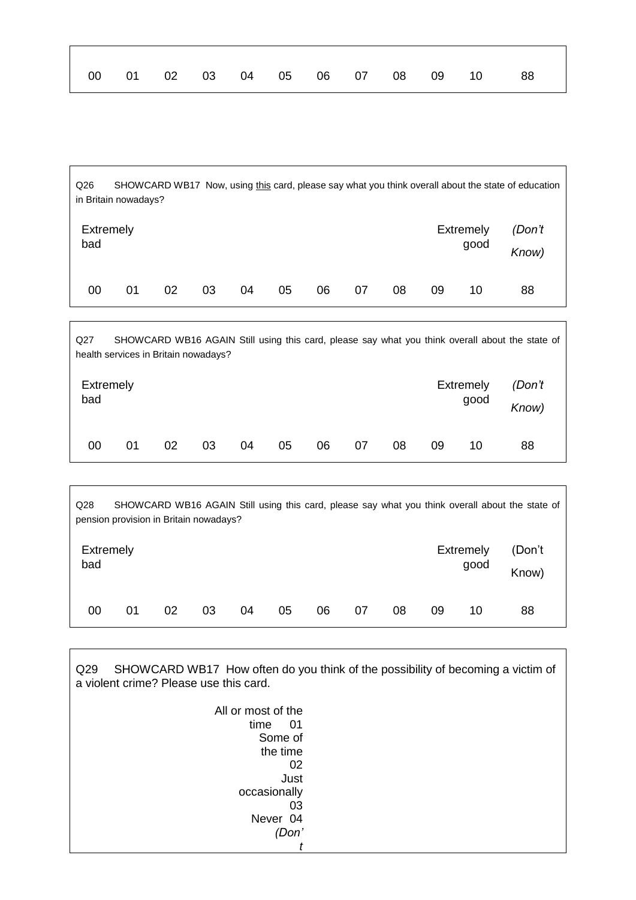| 00 | 01 | 02 | 03 | 04 | 05 | 06 | 07 | 08 | 09 | 10 | 88 |
|---|---|---|---|---|---|---|---|---|---|---|---|

Q26 SHOWCARD WB17 Now, using this card, please say what you think overall about the state of education in Britain nowadays?

| Extremely bad | | | | | | | | | | Extremely good | *(Don't Know)* |
|---|---|---|---|---|---|---|---|---|---|---|---|
| 00 | 01 | 02 | 03 | 04 | 05 | 06 | 07 | 08 | 09 | 10 | 88 |

Q27 SHOWCARD WB16 AGAIN Still using this card, please say what you think overall about the state of health services in Britain nowadays?

| Extremely bad | | | | | | | | | | Extremely good | *(Don't Know)* |
|---|---|---|---|---|---|---|---|---|---|---|---|
| 00 | 01 | 02 | 03 | 04 | 05 | 06 | 07 | 08 | 09 | 10 | 88 |

Q28 SHOWCARD WB16 AGAIN Still using this card, please say what you think overall about the state of pension provision in Britain nowadays?

| Extremely bad | | | | | | | | | | Extremely good | (Don't Know) |
|---|---|---|---|---|---|---|---|---|---|---|---|
| 00 | 01 | 02 | 03 | 04 | 05 | 06 | 07 | 08 | 09 | 10 | 88 |

Q29 SHOWCARD WB17 How often do you think of the possibility of becoming a victim of a violent crime? Please use this card.

All or most of the time 01
Some of the time 02
Just occasionally 03
Never 04
*(Don't*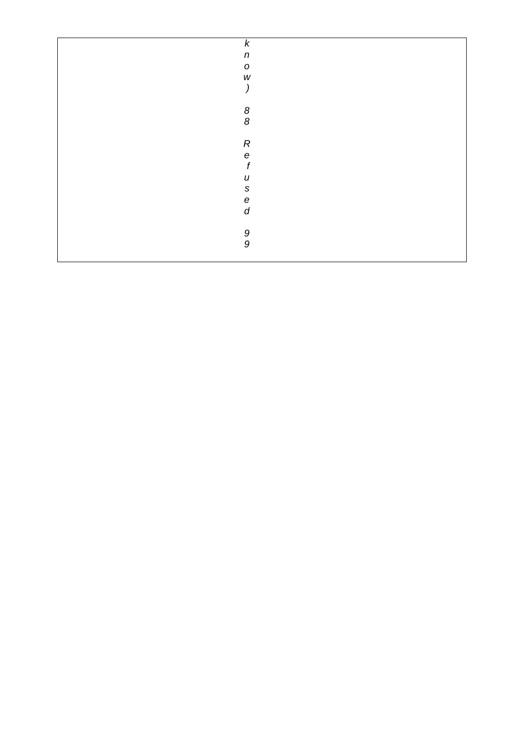*know)*

*88*

*Refused*

*99*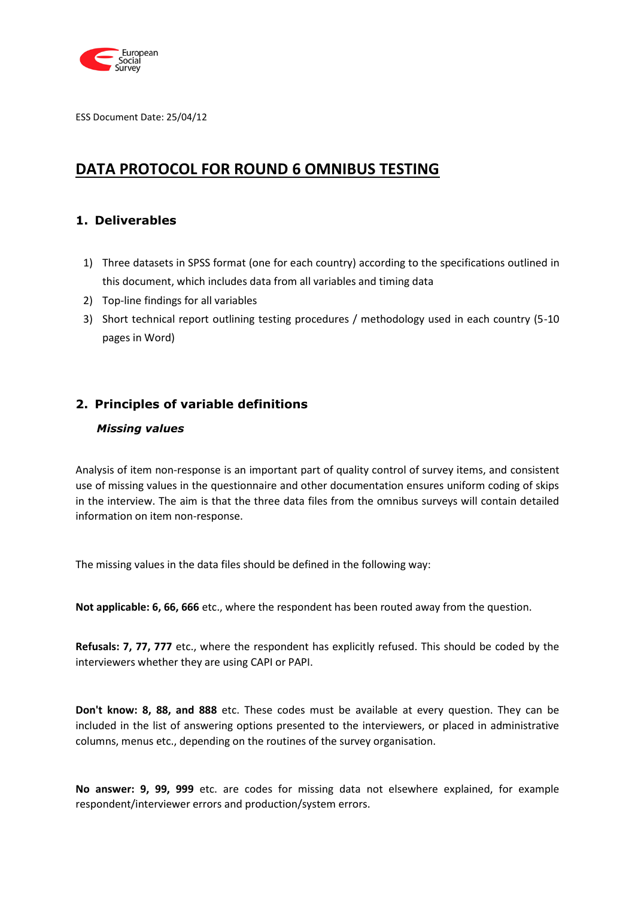ESS Document Date: 25/04/12

# DATA PROTOCOL FOR ROUND 6 OMNIBUS TESTING

## 1. Deliverables

1) Three datasets in SPSS format (one for each country) according to the specifications outlined in this document, which includes data from all variables and timing data
2) Top-line findings for all variables
3) Short technical report outlining testing procedures / methodology used in each country (5-10 pages in Word)

## 2. Principles of variable definitions

### *Missing values*

Analysis of item non-response is an important part of quality control of survey items, and consistent use of missing values in the questionnaire and other documentation ensures uniform coding of skips in the interview. The aim is that the three data files from the omnibus surveys will contain detailed information on item non-response.

The missing values in the data files should be defined in the following way:

**Not applicable: 6, 66, 666** etc., where the respondent has been routed away from the question.

**Refusals: 7, 77, 777** etc., where the respondent has explicitly refused. This should be coded by the interviewers whether they are using CAPI or PAPI.

**Don't know: 8, 88, and 888** etc. These codes must be available at every question. They can be included in the list of answering options presented to the interviewers, or placed in administrative columns, menus etc., depending on the routines of the survey organisation.

**No answer: 9, 99, 999** etc. are codes for missing data not elsewhere explained, for example respondent/interviewer errors and production/system errors.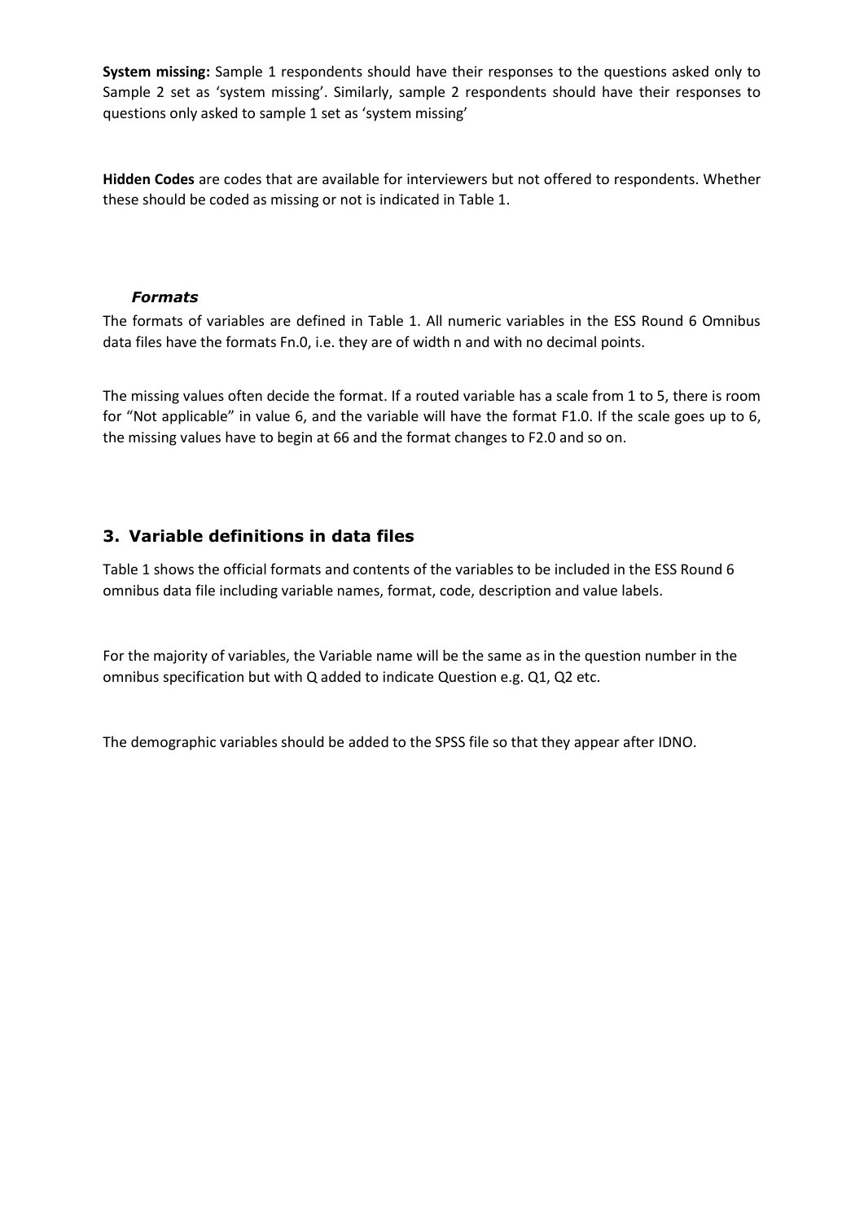**System missing:** Sample 1 respondents should have their responses to the questions asked only to Sample 2 set as 'system missing'. Similarly, sample 2 respondents should have their responses to questions only asked to sample 1 set as 'system missing'

**Hidden Codes** are codes that are available for interviewers but not offered to respondents. Whether these should be coded as missing or not is indicated in Table 1.

### *Formats*

The formats of variables are defined in Table 1. All numeric variables in the ESS Round 6 Omnibus data files have the formats Fn.0, i.e. they are of width n and with no decimal points.

The missing values often decide the format. If a routed variable has a scale from 1 to 5, there is room for "Not applicable" in value 6, and the variable will have the format F1.0. If the scale goes up to 6, the missing values have to begin at 66 and the format changes to F2.0 and so on.

## 3. Variable definitions in data files

Table 1 shows the official formats and contents of the variables to be included in the ESS Round 6 omnibus data file including variable names, format, code, description and value labels.

For the majority of variables, the Variable name will be the same as in the question number in the omnibus specification but with Q added to indicate Question e.g. Q1, Q2 etc.

The demographic variables should be added to the SPSS file so that they appear after IDNO.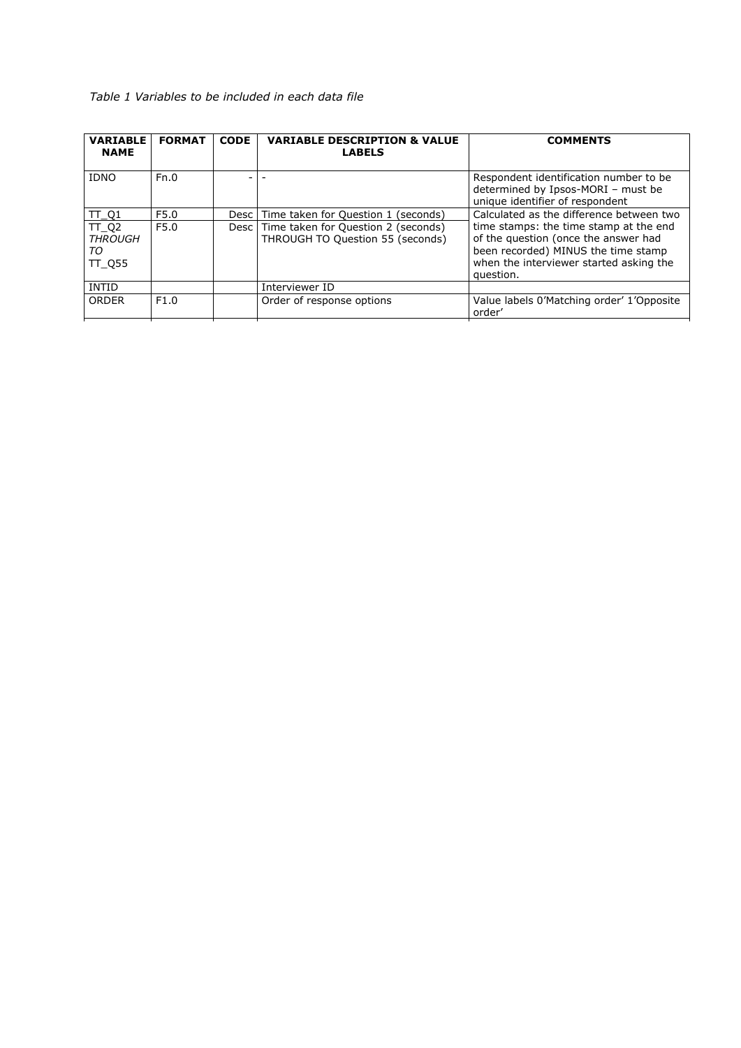*Table 1 Variables to be included in each data file*

| VARIABLE NAME | FORMAT | CODE | VARIABLE DESCRIPTION & VALUE LABELS | COMMENTS |
|---|---|---|---|---|
| IDNO | Fn.0 | - | - | Respondent identification number to be determined by Ipsos-MORI – must be unique identifier of respondent |
| TT_Q1 | F5.0 | Desc | Time taken for Question 1 (seconds) | Calculated as the difference between two time stamps: the time stamp at the end of the question (once the answer had been recorded) MINUS the time stamp when the interviewer started asking the question. |
| TT_Q2 *THROUGH TO* TT_Q55 | F5.0 | Desc | Time taken for Question 2 (seconds) THROUGH TO Question 55 (seconds) | |
| INTID | | | Interviewer ID | |
| ORDER | F1.0 | | Order of response options | Value labels 0'Matching order' 1'Opposite order' |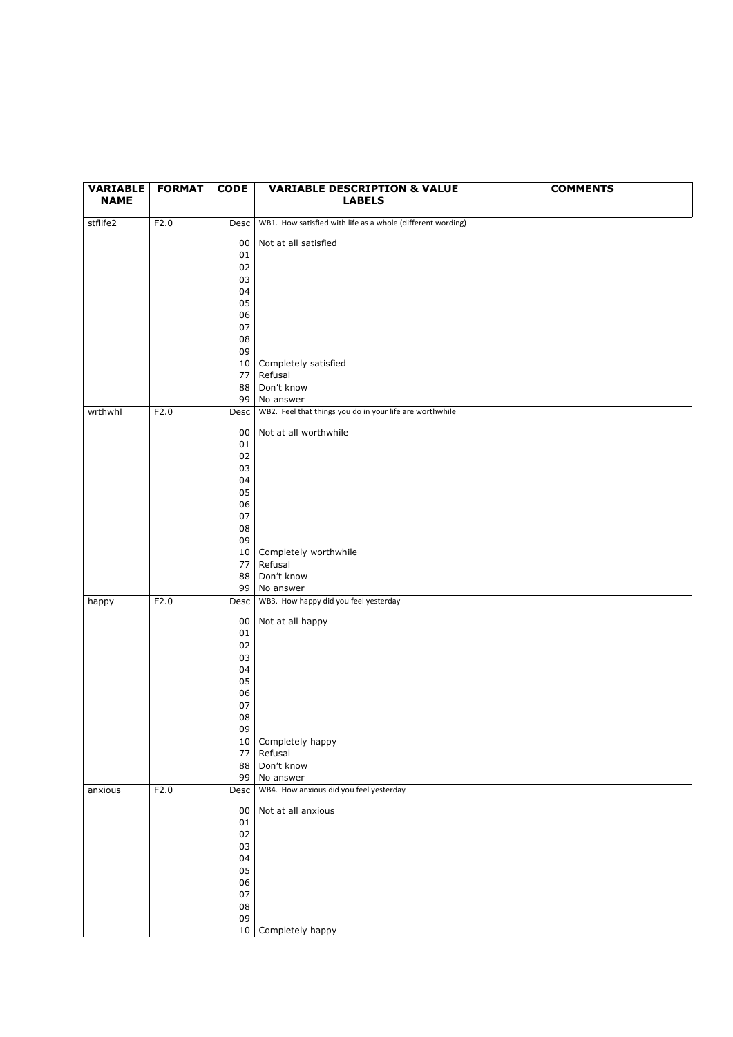| VARIABLE NAME | FORMAT | CODE | VARIABLE DESCRIPTION & VALUE LABELS | COMMENTS |
|---|---|---|---|---|
| stflife2 | F2.0 | Desc | WB1. How satisfied with life as a whole (different wording) | |
| | | 00 | Not at all satisfied | |
| | | 01 | | |
| | | 02 | | |
| | | 03 | | |
| | | 04 | | |
| | | 05 | | |
| | | 06 | | |
| | | 07 | | |
| | | 08 | | |
| | | 09 | | |
| | | 10 | Completely satisfied | |
| | | 77 | Refusal | |
| | | 88 | Don't know | |
| | | 99 | No answer | |
| wrthwhl | F2.0 | Desc | WB2. Feel that things you do in your life are worthwhile | |
| | | 00 | Not at all worthwhile | |
| | | 01 | | |
| | | 02 | | |
| | | 03 | | |
| | | 04 | | |
| | | 05 | | |
| | | 06 | | |
| | | 07 | | |
| | | 08 | | |
| | | 09 | | |
| | | 10 | Completely worthwhile | |
| | | 77 | Refusal | |
| | | 88 | Don't know | |
| | | 99 | No answer | |
| happy | F2.0 | Desc | WB3. How happy did you feel yesterday | |
| | | 00 | Not at all happy | |
| | | 01 | | |
| | | 02 | | |
| | | 03 | | |
| | | 04 | | |
| | | 05 | | |
| | | 06 | | |
| | | 07 | | |
| | | 08 | | |
| | | 09 | | |
| | | 10 | Completely happy | |
| | | 77 | Refusal | |
| | | 88 | Don't know | |
| | | 99 | No answer | |
| anxious | F2.0 | Desc | WB4. How anxious did you feel yesterday | |
| | | 00 | Not at all anxious | |
| | | 01 | | |
| | | 02 | | |
| | | 03 | | |
| | | 04 | | |
| | | 05 | | |
| | | 06 | | |
| | | 07 | | |
| | | 08 | | |
| | | 09 | | |
| | | 10 | Completely happy | |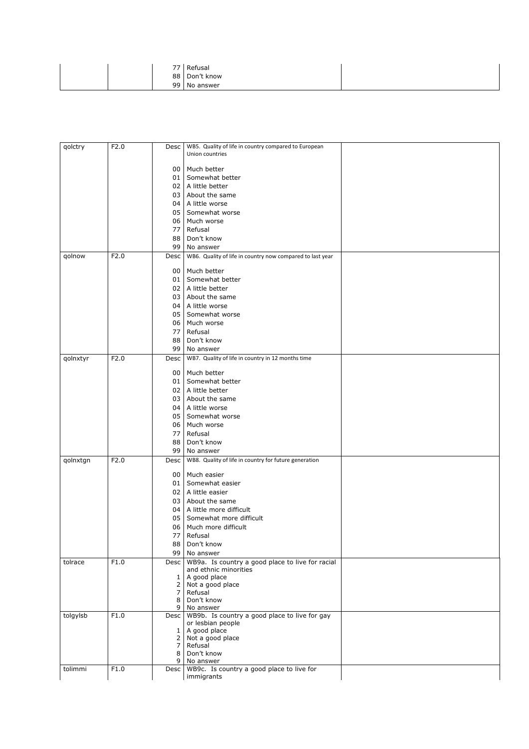|  |  | 77 | Refusal |  |
|---|---|---|---|---|
|  |  | 88 | Don't know |  |
|  |  | 99 | No answer |  |

|  |  |  |  |  |
|---|---|---|---|---|
| qolctry | F2.0 | Desc | WB5. Quality of life in country compared to European Union countries |  |
|  |  | 00 | Much better |  |
|  |  | 01 | Somewhat better |  |
|  |  | 02 | A little better |  |
|  |  | 03 | About the same |  |
|  |  | 04 | A little worse |  |
|  |  | 05 | Somewhat worse |  |
|  |  | 06 | Much worse |  |
|  |  | 77 | Refusal |  |
|  |  | 88 | Don't know |  |
|  |  | 99 | No answer |  |
| qolnow | F2.0 | Desc | WB6. Quality of life in country now compared to last year |  |
|  |  | 00 | Much better |  |
|  |  | 01 | Somewhat better |  |
|  |  | 02 | A little better |  |
|  |  | 03 | About the same |  |
|  |  | 04 | A little worse |  |
|  |  | 05 | Somewhat worse |  |
|  |  | 06 | Much worse |  |
|  |  | 77 | Refusal |  |
|  |  | 88 | Don't know |  |
|  |  | 99 | No answer |  |
| qolnxtyr | F2.0 | Desc | WB7. Quality of life in country in 12 months time |  |
|  |  | 00 | Much better |  |
|  |  | 01 | Somewhat better |  |
|  |  | 02 | A little better |  |
|  |  | 03 | About the same |  |
|  |  | 04 | A little worse |  |
|  |  | 05 | Somewhat worse |  |
|  |  | 06 | Much worse |  |
|  |  | 77 | Refusal |  |
|  |  | 88 | Don't know |  |
|  |  | 99 | No answer |  |
| qolnxtgn | F2.0 | Desc | WB8. Quality of life in country for future generation |  |
|  |  | 00 | Much easier |  |
|  |  | 01 | Somewhat easier |  |
|  |  | 02 | A little easier |  |
|  |  | 03 | About the same |  |
|  |  | 04 | A little more difficult |  |
|  |  | 05 | Somewhat more difficult |  |
|  |  | 06 | Much more difficult |  |
|  |  | 77 | Refusal |  |
|  |  | 88 | Don't know |  |
|  |  | 99 | No answer |  |
| tolrace | F1.0 | Desc | WB9a. Is country a good place to live for racial and ethnic minorities |  |
|  |  | 1 | A good place |  |
|  |  | 2 | Not a good place |  |
|  |  | 7 | Refusal |  |
|  |  | 8 | Don't know |  |
|  |  | 9 | No answer |  |
| tolgylsb | F1.0 | Desc | WB9b. Is country a good place to live for gay or lesbian people |  |
|  |  | 1 | A good place |  |
|  |  | 2 | Not a good place |  |
|  |  | 7 | Refusal |  |
|  |  | 8 | Don't know |  |
|  |  | 9 | No answer |  |
| tolimmi | F1.0 | Desc | WB9c. Is country a good place to live for immigrants |  |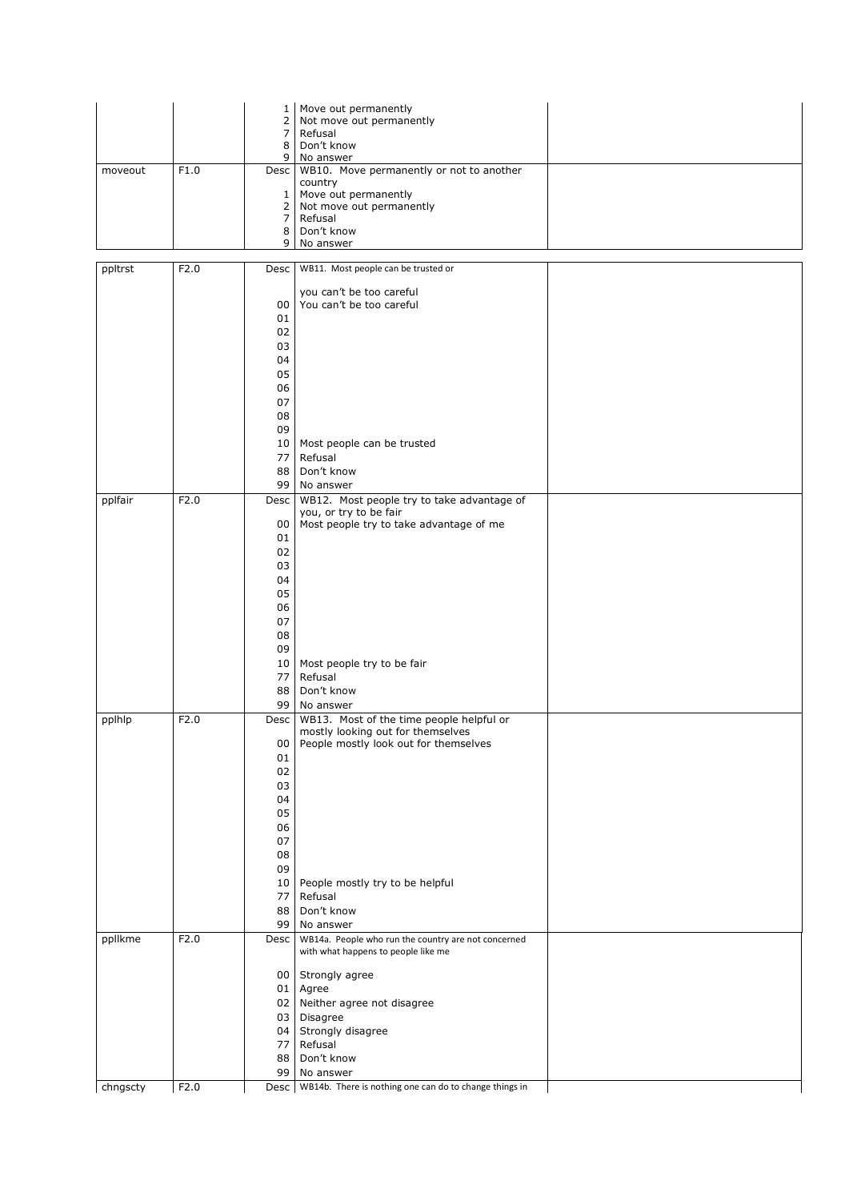| | | | | |
|---|---|---|---|---|
| | | 1 | Move out permanently | |
| | | 2 | Not move out permanently | |
| | | 7 | Refusal | |
| | | 8 | Don't know | |
| | | 9 | No answer | |
| moveout | F1.0 | Desc | WB10. Move permanently or not to another country | |
| | | 1 | Move out permanently | |
| | | 2 | Not move out permanently | |
| | | 7 | Refusal | |
| | | 8 | Don't know | |
| | | 9 | No answer | |

| | | | | |
|---|---|---|---|---|
| ppltrst | F2.0 | Desc | WB11. Most people can be trusted or you can't be too careful | |
| | | 00 | You can't be too careful | |
| | | 01 | | |
| | | 02 | | |
| | | 03 | | |
| | | 04 | | |
| | | 05 | | |
| | | 06 | | |
| | | 07 | | |
| | | 08 | | |
| | | 09 | | |
| | | 10 | Most people can be trusted | |
| | | 77 | Refusal | |
| | | 88 | Don't know | |
| | | 99 | No answer | |
| pplfair | F2.0 | Desc | WB12. Most people try to take advantage of you, or try to be fair | |
| | | 00 | Most people try to take advantage of me | |
| | | 01 | | |
| | | 02 | | |
| | | 03 | | |
| | | 04 | | |
| | | 05 | | |
| | | 06 | | |
| | | 07 | | |
| | | 08 | | |
| | | 09 | | |
| | | 10 | Most people try to be fair | |
| | | 77 | Refusal | |
| | | 88 | Don't know | |
| | | 99 | No answer | |
| pplhlp | F2.0 | Desc | WB13. Most of the time people helpful or mostly looking out for themselves | |
| | | 00 | People mostly look out for themselves | |
| | | 01 | | |
| | | 02 | | |
| | | 03 | | |
| | | 04 | | |
| | | 05 | | |
| | | 06 | | |
| | | 07 | | |
| | | 08 | | |
| | | 09 | | |
| | | 10 | People mostly try to be helpful | |
| | | 77 | Refusal | |
| | | 88 | Don't know | |
| | | 99 | No answer | |
| ppllkme | F2.0 | Desc | WB14a. People who run the country are not concerned with what happens to people like me | |
| | | 00 | Strongly agree | |
| | | 01 | Agree | |
| | | 02 | Neither agree not disagree | |
| | | 03 | Disagree | |
| | | 04 | Strongly disagree | |
| | | 77 | Refusal | |
| | | 88 | Don't know | |
| | | 99 | No answer | |
| chngscty | F2.0 | Desc | WB14b. There is nothing one can do to change things in | |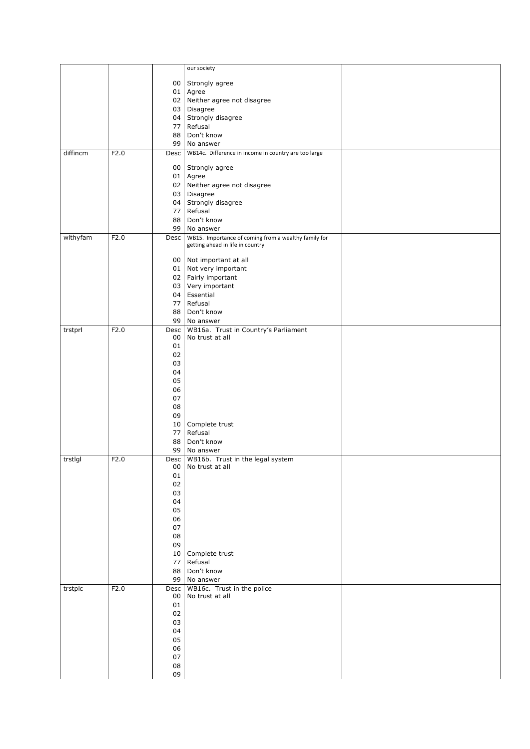| | | | | |
|---|---|---|---|---|
| | | | our society | |
| | | 00 | Strongly agree | |
| | | 01 | Agree | |
| | | 02 | Neither agree not disagree | |
| | | 03 | Disagree | |
| | | 04 | Strongly disagree | |
| | | 77 | Refusal | |
| | | 88 | Don't know | |
| | | 99 | No answer | |
| diffincm | F2.0 | Desc | WB14c. Difference in income in country are too large | |
| | | 00 | Strongly agree | |
| | | 01 | Agree | |
| | | 02 | Neither agree not disagree | |
| | | 03 | Disagree | |
| | | 04 | Strongly disagree | |
| | | 77 | Refusal | |
| | | 88 | Don't know | |
| | | 99 | No answer | |
| wlthyfam | F2.0 | Desc | WB15. Importance of coming from a wealthy family for getting ahead in life in country | |
| | | 00 | Not important at all | |
| | | 01 | Not very important | |
| | | 02 | Fairly important | |
| | | 03 | Very important | |
| | | 04 | Essential | |
| | | 77 | Refusal | |
| | | 88 | Don't know | |
| | | 99 | No answer | |
| trstprl | F2.0 | Desc | WB16a. Trust in Country's Parliament | |
| | | 00 | No trust at all | |
| | | 01 | | |
| | | 02 | | |
| | | 03 | | |
| | | 04 | | |
| | | 05 | | |
| | | 06 | | |
| | | 07 | | |
| | | 08 | | |
| | | 09 | | |
| | | 10 | Complete trust | |
| | | 77 | Refusal | |
| | | 88 | Don't know | |
| | | 99 | No answer | |
| trstlgl | F2.0 | Desc | WB16b. Trust in the legal system | |
| | | 00 | No trust at all | |
| | | 01 | | |
| | | 02 | | |
| | | 03 | | |
| | | 04 | | |
| | | 05 | | |
| | | 06 | | |
| | | 07 | | |
| | | 08 | | |
| | | 09 | | |
| | | 10 | Complete trust | |
| | | 77 | Refusal | |
| | | 88 | Don't know | |
| | | 99 | No answer | |
| trstplc | F2.0 | Desc | WB16c. Trust in the police | |
| | | 00 | No trust at all | |
| | | 01 | | |
| | | 02 | | |
| | | 03 | | |
| | | 04 | | |
| | | 05 | | |
| | | 06 | | |
| | | 07 | | |
| | | 08 | | |
| | | 09 | | |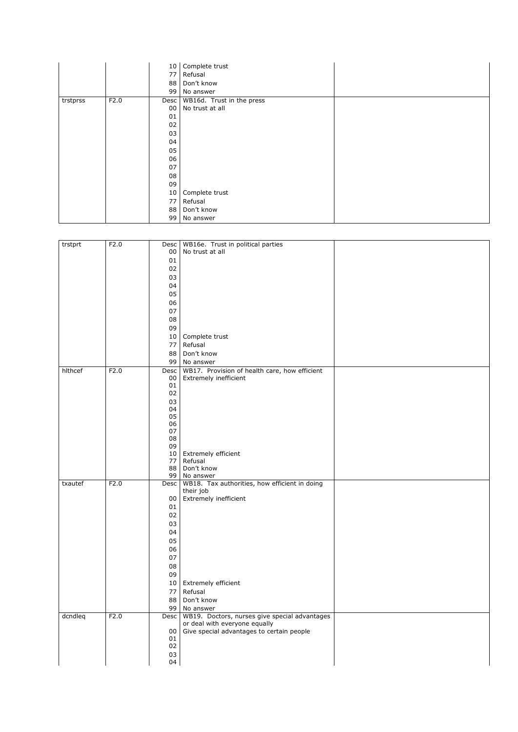| | | 10 | Complete trust | |
|---|---|---|---|---|
| | | 77 | Refusal | |
| | | 88 | Don't know | |
| | | 99 | No answer | |
| trstprss | F2.0 | Desc | WB16d. Trust in the press | |
| | | 00 | No trust at all | |
| | | 01 | | |
| | | 02 | | |
| | | 03 | | |
| | | 04 | | |
| | | 05 | | |
| | | 06 | | |
| | | 07 | | |
| | | 08 | | |
| | | 09 | | |
| | | 10 | Complete trust | |
| | | 77 | Refusal | |
| | | 88 | Don't know | |
| | | 99 | No answer | |

| trstprt | F2.0 | Desc | WB16e. Trust in political parties | |
|---|---|---|---|---|
| | | 00 | No trust at all | |
| | | 01 | | |
| | | 02 | | |
| | | 03 | | |
| | | 04 | | |
| | | 05 | | |
| | | 06 | | |
| | | 07 | | |
| | | 08 | | |
| | | 09 | | |
| | | 10 | Complete trust | |
| | | 77 | Refusal | |
| | | 88 | Don't know | |
| | | 99 | No answer | |
| hlthcef | F2.0 | Desc | WB17. Provision of health care, how efficient | |
| | | 00 | Extremely inefficient | |
| | | 01 | | |
| | | 02 | | |
| | | 03 | | |
| | | 04 | | |
| | | 05 | | |
| | | 06 | | |
| | | 07 | | |
| | | 08 | | |
| | | 09 | | |
| | | 10 | Extremely efficient | |
| | | 77 | Refusal | |
| | | 88 | Don't know | |
| | | 99 | No answer | |
| txautef | F2.0 | Desc | WB18. Tax authorities, how efficient in doing their job | |
| | | 00 | Extremely inefficient | |
| | | 01 | | |
| | | 02 | | |
| | | 03 | | |
| | | 04 | | |
| | | 05 | | |
| | | 06 | | |
| | | 07 | | |
| | | 08 | | |
| | | 09 | | |
| | | 10 | Extremely efficient | |
| | | 77 | Refusal | |
| | | 88 | Don't know | |
| | | 99 | No answer | |
| dcndleq | F2.0 | Desc | WB19. Doctors, nurses give special advantages or deal with everyone equally | |
| | | 00 | Give special advantages to certain people | |
| | | 01 | | |
| | | 02 | | |
| | | 03 | | |
| | | 04 | | |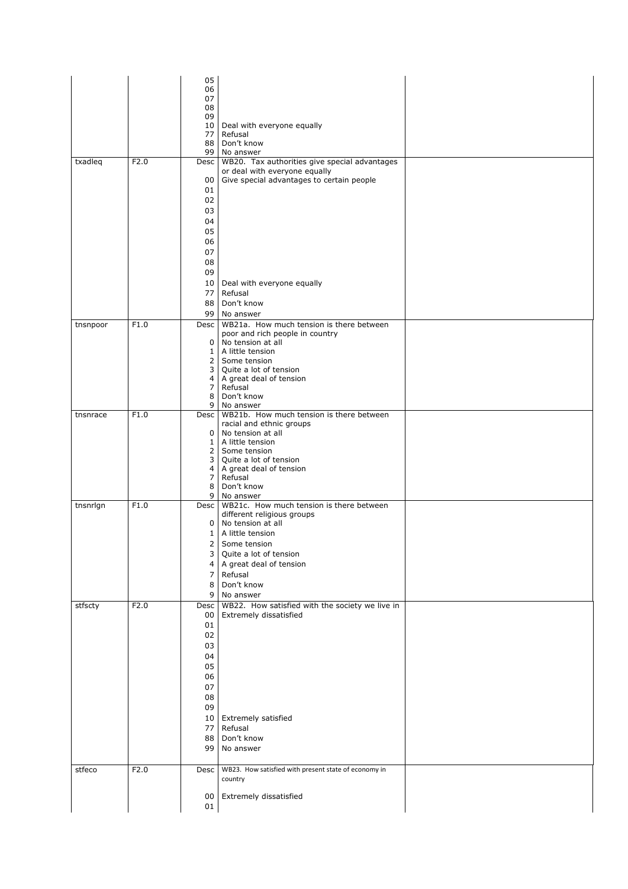| | | | | |
|---|---|---|---|---|
| | | 05 | | |
| | | 06 | | |
| | | 07 | | |
| | | 08 | | |
| | | 09 | | |
| | | 10 | Deal with everyone equally | |
| | | 77 | Refusal | |
| | | 88 | Don't know | |
| | | 99 | No answer | |
| txadleq | F2.0 | Desc | WB20. Tax authorities give special advantages or deal with everyone equally | |
| | | 00 | Give special advantages to certain people | |
| | | 01 | | |
| | | 02 | | |
| | | 03 | | |
| | | 04 | | |
| | | 05 | | |
| | | 06 | | |
| | | 07 | | |
| | | 08 | | |
| | | 09 | | |
| | | 10 | Deal with everyone equally | |
| | | 77 | Refusal | |
| | | 88 | Don't know | |
| | | 99 | No answer | |
| tnsnpoor | F1.0 | Desc | WB21a. How much tension is there between poor and rich people in country | |
| | | 0 | No tension at all | |
| | | 1 | A little tension | |
| | | 2 | Some tension | |
| | | 3 | Quite a lot of tension | |
| | | 4 | A great deal of tension | |
| | | 7 | Refusal | |
| | | 8 | Don't know | |
| | | 9 | No answer | |
| tnsnrace | F1.0 | Desc | WB21b. How much tension is there between racial and ethnic groups | |
| | | 0 | No tension at all | |
| | | 1 | A little tension | |
| | | 2 | Some tension | |
| | | 3 | Quite a lot of tension | |
| | | 4 | A great deal of tension | |
| | | 7 | Refusal | |
| | | 8 | Don't know | |
| | | 9 | No answer | |
| tnsnrlgn | F1.0 | Desc | WB21c. How much tension is there between different religious groups | |
| | | 0 | No tension at all | |
| | | 1 | A little tension | |
| | | 2 | Some tension | |
| | | 3 | Quite a lot of tension | |
| | | 4 | A great deal of tension | |
| | | 7 | Refusal | |
| | | 8 | Don't know | |
| | | 9 | No answer | |
| stfscty | F2.0 | Desc | WB22. How satisfied with the society we live in | |
| | | 00 | Extremely dissatisfied | |
| | | 01 | | |
| | | 02 | | |
| | | 03 | | |
| | | 04 | | |
| | | 05 | | |
| | | 06 | | |
| | | 07 | | |
| | | 08 | | |
| | | 09 | | |
| | | 10 | Extremely satisfied | |
| | | 77 | Refusal | |
| | | 88 | Don't know | |
| | | 99 | No answer | |
| stfeco | F2.0 | Desc | WB23. How satisfied with present state of economy in country | |
| | | 00 | Extremely dissatisfied | |
| | | 01 | | |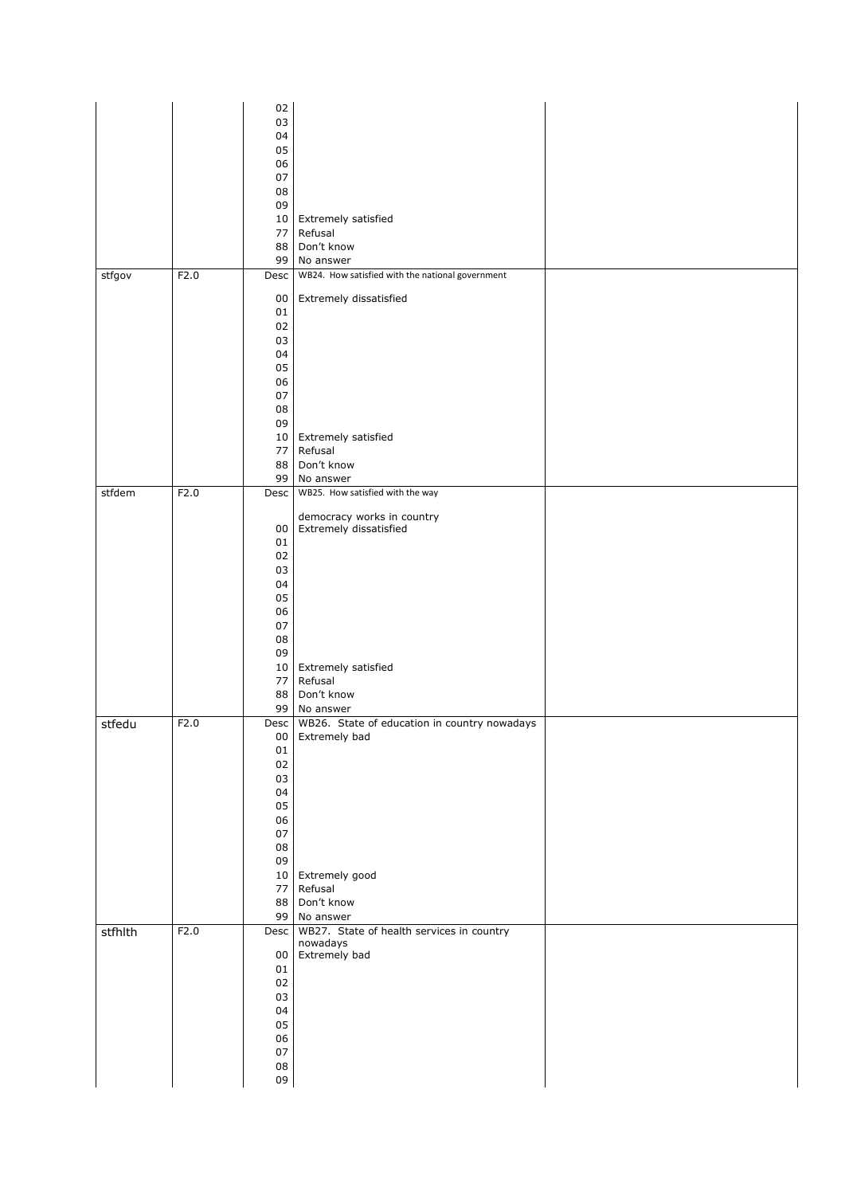| | | | | |
|---|---|---|---|---|
| | | 02 | | |
| | | 03 | | |
| | | 04 | | |
| | | 05 | | |
| | | 06 | | |
| | | 07 | | |
| | | 08 | | |
| | | 09 | | |
| | | 10 | Extremely satisfied | |
| | | 77 | Refusal | |
| | | 88 | Don't know | |
| | | 99 | No answer | |
| stfgov | F2.0 | Desc | WB24. How satisfied with the national government | |
| | | 00 | Extremely dissatisfied | |
| | | 01 | | |
| | | 02 | | |
| | | 03 | | |
| | | 04 | | |
| | | 05 | | |
| | | 06 | | |
| | | 07 | | |
| | | 08 | | |
| | | 09 | | |
| | | 10 | Extremely satisfied | |
| | | 77 | Refusal | |
| | | 88 | Don't know | |
| | | 99 | No answer | |
| stfdem | F2.0 | Desc | WB25. How satisfied with the way democracy works in country | |
| | | 00 | Extremely dissatisfied | |
| | | 01 | | |
| | | 02 | | |
| | | 03 | | |
| | | 04 | | |
| | | 05 | | |
| | | 06 | | |
| | | 07 | | |
| | | 08 | | |
| | | 09 | | |
| | | 10 | Extremely satisfied | |
| | | 77 | Refusal | |
| | | 88 | Don't know | |
| | | 99 | No answer | |
| stfedu | F2.0 | Desc | WB26. State of education in country nowadays | |
| | | 00 | Extremely bad | |
| | | 01 | | |
| | | 02 | | |
| | | 03 | | |
| | | 04 | | |
| | | 05 | | |
| | | 06 | | |
| | | 07 | | |
| | | 08 | | |
| | | 09 | | |
| | | 10 | Extremely good | |
| | | 77 | Refusal | |
| | | 88 | Don't know | |
| | | 99 | No answer | |
| stfhlth | F2.0 | Desc | WB27. State of health services in country nowadays | |
| | | 00 | Extremely bad | |
| | | 01 | | |
| | | 02 | | |
| | | 03 | | |
| | | 04 | | |
| | | 05 | | |
| | | 06 | | |
| | | 07 | | |
| | | 08 | | |
| | | 09 | | |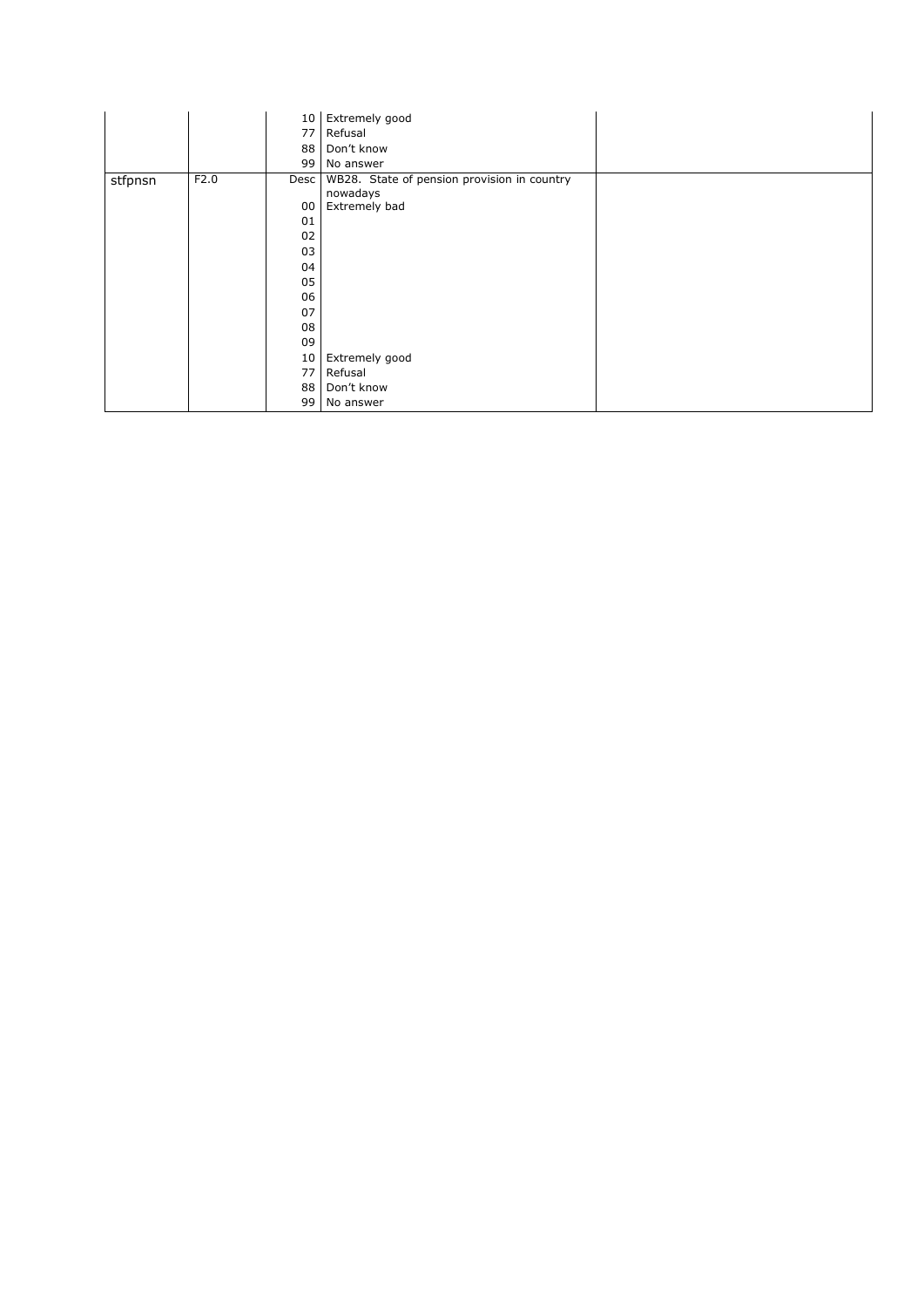| | | | | |
|---|---|---|---|---|
| | | 10 | Extremely good | |
| | | 77 | Refusal | |
| | | 88 | Don't know | |
| | | 99 | No answer | |
| stfpnsn | F2.0 | Desc | WB28. State of pension provision in country nowadays | |
| | | 00 | Extremely bad | |
| | | 01 | | |
| | | 02 | | |
| | | 03 | | |
| | | 04 | | |
| | | 05 | | |
| | | 06 | | |
| | | 07 | | |
| | | 08 | | |
| | | 09 | | |
| | | 10 | Extremely good | |
| | | 77 | Refusal | |
| | | 88 | Don't know | |
| | | 99 | No answer | |